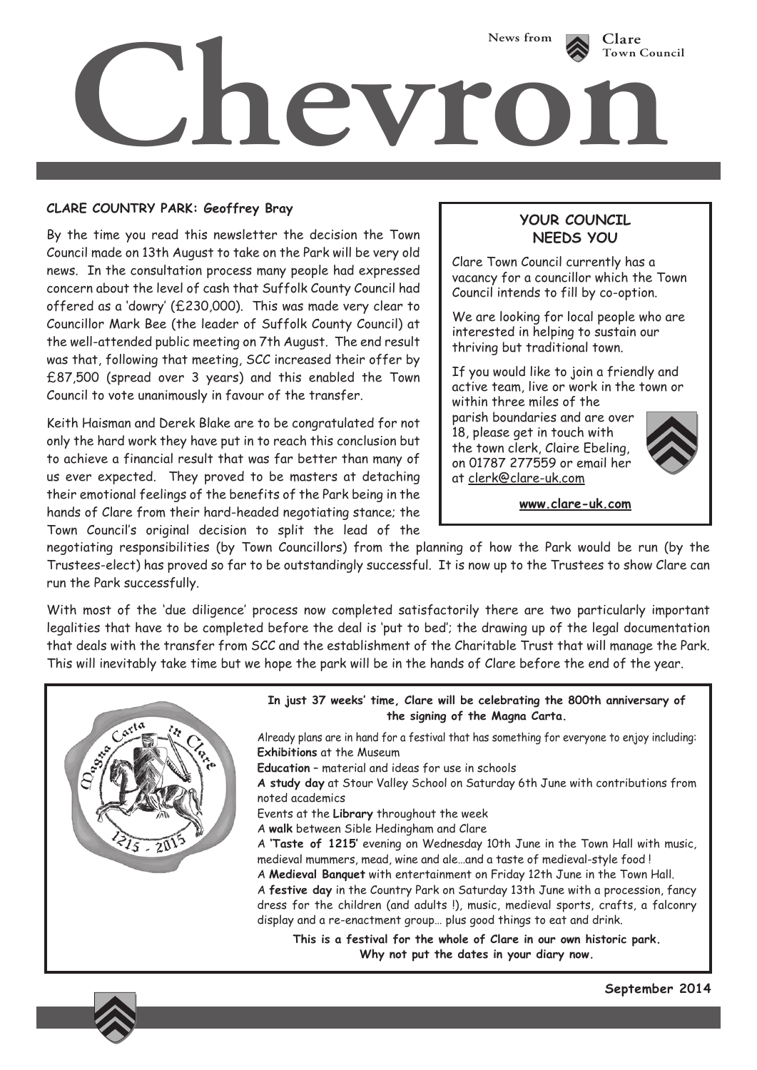# Chevron

News from Clare Town Council

**CLARE COUNTRY PARK: Geoffrey Bray**

By the time you read this newsletter the decision the Town Council made on 13th August to take on the Park will be very old news. In the consultation process many people had expressed concern about the level of cash that Suffolk County Council had offered as a 'dowry' (£230,000). This was made very clear to Councillor Mark Bee (the leader of Suffolk County Council) at the well-attended public meeting on 7th August. The end result was that, following that meeting, SCC increased their offer by £87,500 (spread over 3 years) and this enabled the Town Council to vote unanimously in favour of the transfer.

Keith Haisman and Derek Blake are to be congratulated for not only the hard work they have put in to reach this conclusion but to achieve a financial result that was far better than many of us ever expected. They proved to be masters at detaching their emotional feelings of the benefits of the Park being in the hands of Clare from their hard-headed negotiating stance; the Town Council's original decision to split the lead of the negotiating responsibilities (by Town Councillors) from the planning of how the Park would be run (by the Trustees-elect) has proved so far to be outstandingly successful. It is now up to the Trustees to show Clare can run the Park successfully.

With most of the 'due diligence' process now completed satisfactorily there are two particularly important legalities that have to be completed before the deal is 'put to bed'; the drawing up of the legal documentation that deals with the transfer from SCC and the establishment of the Charitable Trust that will manage the Park. This will inevitably take time but we hope the park will be in the hands of Clare before the end of the year.

## YOUR COUNCIL NEEDS YOU

Clare Town Council currently has a vacancy for a councillor which the Town Council intends to fill by co-option.

We are looking for local people who are interested in helping to sustain our thriving but traditional town.

If you would like to join a friendly and active team, live or work in the town or within three miles of the parish boundaries and are over 18, please get in touch with the town clerk, Claire Ebeling, on 01787 277559 or email her at clerk@clare-uk.com

**www.clare-uk.com**

**In just 37 weeks' time, Clare will be celebrating the 800th anniversary of the signing of the Magna Carta.**

Already plans are in hand for a festival that has something for everyone to enjoy including:

**Exhibitions** at the Museum
**Education** – material and ideas for use in schools
**A study day** at Stour Valley School on Saturday 6th June with contributions from noted academics
Events at the **Library** throughout the week
A **walk** between Sible Hedingham and Clare
A **'Taste of 1215'** evening on Wednesday 10th June in the Town Hall with music, medieval mummers, mead, wine and ale…and a taste of medieval-style food !
A **Medieval Banquet** with entertainment on Friday 12th June in the Town Hall.
A **festive day** in the Country Park on Saturday 13th June with a procession, fancy dress for the children (and adults !), music, medieval sports, crafts, a falconry display and a re-enactment group… plus good things to eat and drink.

**This is a festival for the whole of Clare in our own historic park. Why not put the dates in your diary now.**

**September 2014**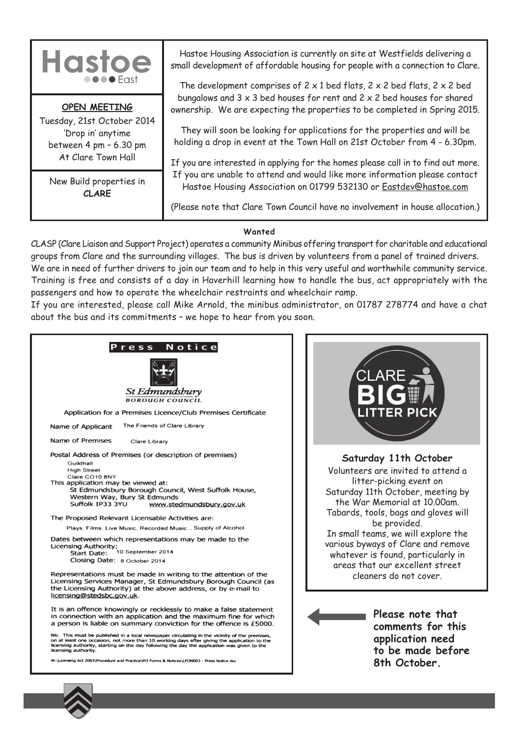# Hastoe

East

**OPEN MEETING**

Tuesday, 21st October 2014
'Drop in' anytime
between 4 pm – 6.30 pm
At Clare Town Hall

New Build properties in
**CLARE**

Hastoe Housing Association is currently on site at Westfields delivering a small development of affordable housing for people with a connection to Clare.

The development comprises of 2 x 1 bed flats, 2 x 2 bed flats, 2 x 2 bed bungalows and 3 x 3 bed houses for rent and 2 x 2 bed houses for shared ownership. We are expecting the properties to be completed in Spring 2015.

They will soon be looking for applications for the properties and will be holding a drop in event at the Town Hall on 21st October from 4 - 6.30pm.

If you are interested in applying for the homes please call in to find out more. If you are unable to attend and would like more information please contact Hastoe Housing Association on 01799 532130 or Eastdev@hastoe.com

(Please note that Clare Town Council have no involvement in house allocation.)

**Wanted**

CLASP (Clare Liaison and Support Project) operates a community Minibus offering transport for charitable and educational groups from Clare and the surrounding villages. The bus is driven by volunteers from a panel of trained drivers. We are in need of further drivers to join our team and to help in this very useful and worthwhile community service. Training is free and consists of a day in Haverhill learning how to handle the bus, act appropriately with the passengers and how to operate the wheelchair restraints and wheelchair ramp.

If you are interested, please call Mike Arnold, the minibus administrator, on 01787 278774 and have a chat about the bus and its commitments – we hope to hear from you soon.

## Press Notice

*St Edmundsbury*
BOROUGH COUNCIL

Application for a Premises Licence/Club Premises Certificate

Name of Applicant: The Friends of Clare Library

Name of Premises: Clare Library

Postal Address of Premises (or description of premises)
Guildhall
High Street
Clare CO10 8NY

This application may be viewed at:
St Edmundsbury Borough Council, West Suffolk House, Western Way, Bury St Edmunds
Suffolk IP33 3YU www.stedmundsbury.gov.uk

The Proposed Relevant Licensable Activities are:

Plays, Films, Live Music, Recorded Music , Supply of Alcohol

Dates between which representations may be made to the Licensing Authority:
Start Date: 10 September 2014
Closing Date: 8 October 2014

Representations must be made in writing to the attention of the Licensing Services Manager, St Edmundsbury Borough Council (as the Licensing Authority) at the above address, or by e-mail to licensing@stedsbc.gov.uk.

It is an offence knowingly or recklessly to make a false statement in connection with an application and the maximum fine for which a person is liable on summary conviction for the offence is £5000.

Nb: This must be published in a local newspaper circulating in the vicinity of the premises, on at least one occasion, not more than 10 working days after giving the application to the licensing authority, starting on the day following the day the application was given to the licensing authority.

W:\Licensing Act 2003\Procedure and Practice\M3 Forms & Notices\LFON003 - Press Notice.doc

**Please note that comments for this application need to be made before 8th October.**

## CLARE BIG LITTER PICK

**Saturday 11th October**

Volunteers are invited to attend a litter-picking event on Saturday 11th October, meeting by the War Memorial at 10.00am. Tabards, tools, bags and gloves will be provided.

In small teams, we will explore the various byways of Clare and remove whatever is found, particularly in areas that our excellent street cleaners do not cover.